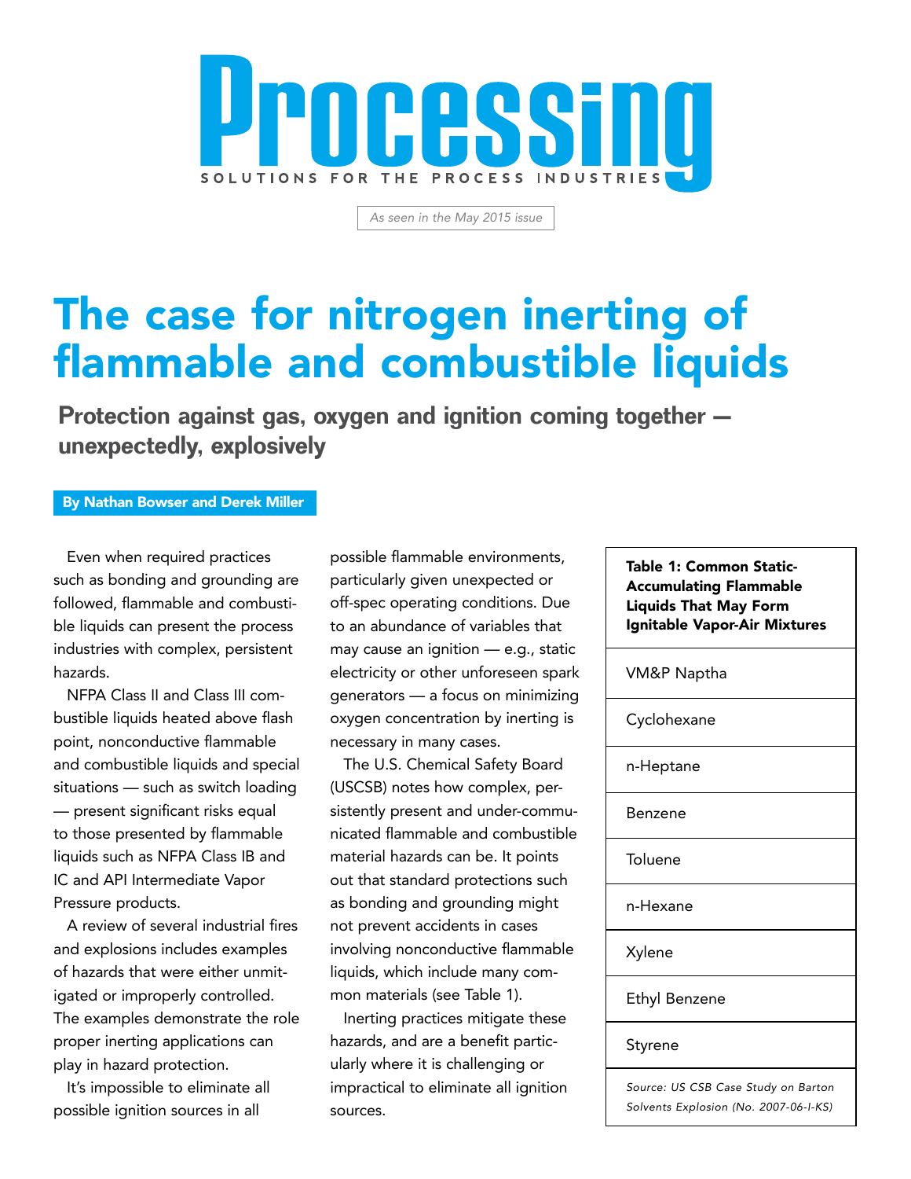# Processing

SOLUTIONS FOR THE PROCESS INDUSTRIES

*As seen in the May 2015 issue*

# The case for nitrogen inerting of flammable and combustible liquids

## Protection against gas, oxygen and ignition coming together — unexpectedly, explosively

**By Nathan Bowser and Derek Miller**

Even when required practices such as bonding and grounding are followed, flammable and combustible liquids can present the process industries with complex, persistent hazards.

NFPA Class II and Class III combustible liquids heated above flash point, nonconductive flammable and combustible liquids and special situations — such as switch loading — present significant risks equal to those presented by flammable liquids such as NFPA Class IB and IC and API Intermediate Vapor Pressure products.

A review of several industrial fires and explosions includes examples of hazards that were either unmitigated or improperly controlled. The examples demonstrate the role proper inerting applications can play in hazard protection.

It's impossible to eliminate all possible ignition sources in all possible flammable environments, particularly given unexpected or off-spec operating conditions. Due to an abundance of variables that may cause an ignition — e.g., static electricity or other unforeseen spark generators — a focus on minimizing oxygen concentration by inerting is necessary in many cases.

The U.S. Chemical Safety Board (USCSB) notes how complex, persistently present and under-communicated flammable and combustible material hazards can be. It points out that standard protections such as bonding and grounding might not prevent accidents in cases involving nonconductive flammable liquids, which include many common materials (see Table 1).

Inerting practices mitigate these hazards, and are a benefit particularly where it is challenging or impractical to eliminate all ignition sources.

| **Table 1: Common Static-Accumulating Flammable Liquids That May Form Ignitable Vapor-Air Mixtures** |
|---|
| VM&P Naptha |
| Cyclohexane |
| n-Heptane |
| Benzene |
| Toluene |
| n-Hexane |
| Xylene |
| Ethyl Benzene |
| Styrene |

*Source: US CSB Case Study on Barton Solvents Explosion (No. 2007-06-I-KS)*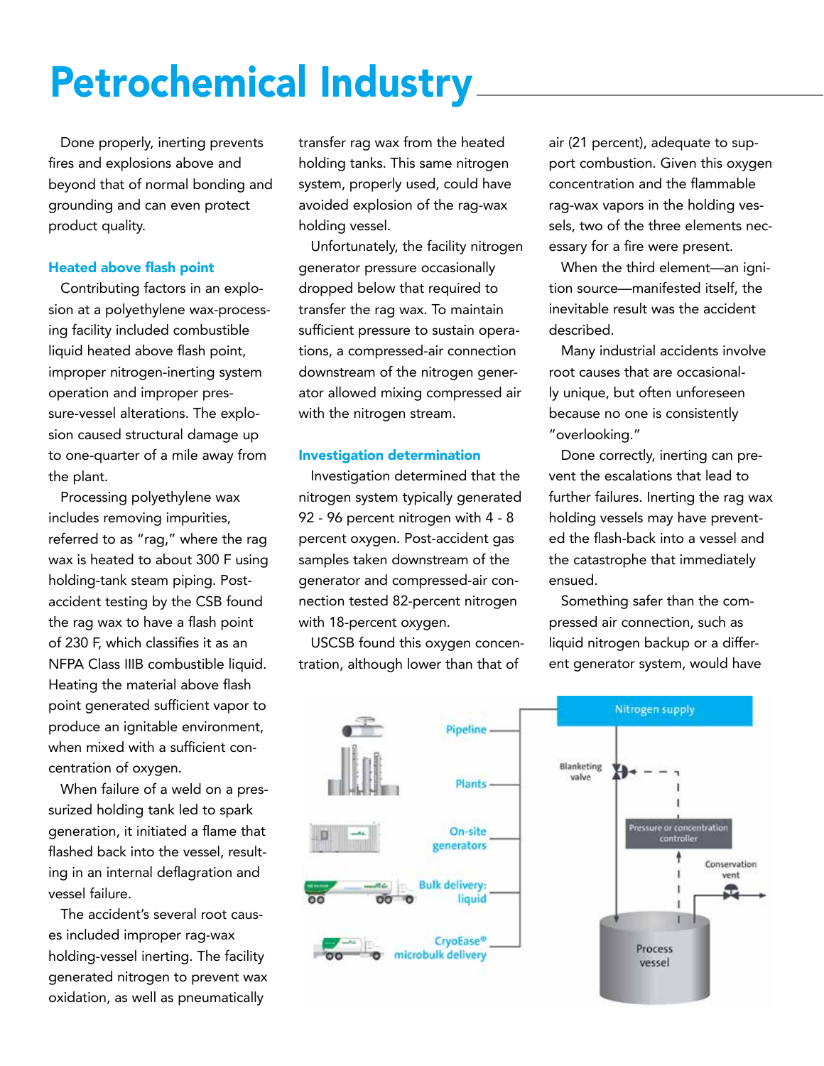# Petrochemical Industry

Done properly, inerting prevents fires and explosions above and beyond that of normal bonding and grounding and can even protect product quality.

### Heated above flash point

Contributing factors in an explosion at a polyethylene wax-processing facility included combustible liquid heated above flash point, improper nitrogen-inerting system operation and improper pressure-vessel alterations. The explosion caused structural damage up to one-quarter of a mile away from the plant.

Processing polyethylene wax includes removing impurities, referred to as "rag," where the rag wax is heated to about 300 F using holding-tank steam piping. Post-accident testing by the CSB found the rag wax to have a flash point of 230 F, which classifies it as an NFPA Class IIIB combustible liquid. Heating the material above flash point generated sufficient vapor to produce an ignitable environment, when mixed with a sufficient concentration of oxygen.

When failure of a weld on a pressurized holding tank led to spark generation, it initiated a flame that flashed back into the vessel, resulting in an internal deflagration and vessel failure.

The accident's several root causes included improper rag-wax holding-vessel inerting. The facility generated nitrogen to prevent wax oxidation, as well as pneumatically transfer rag wax from the heated holding tanks. This same nitrogen system, properly used, could have avoided explosion of the rag-wax holding vessel.

Unfortunately, the facility nitrogen generator pressure occasionally dropped below that required to transfer the rag wax. To maintain sufficient pressure to sustain operations, a compressed-air connection downstream of the nitrogen generator allowed mixing compressed air with the nitrogen stream.

### Investigation determination

Investigation determined that the nitrogen system typically generated 92 - 96 percent nitrogen with 4 - 8 percent oxygen. Post-accident gas samples taken downstream of the generator and compressed-air connection tested 82-percent nitrogen with 18-percent oxygen.

USCSB found this oxygen concentration, although lower than that of air (21 percent), adequate to support combustion. Given this oxygen concentration and the flammable rag-wax vapors in the holding vessels, two of the three elements necessary for a fire were present.

When the third element—an ignition source—manifested itself, the inevitable result was the accident described.

Many industrial accidents involve root causes that are occasionally unique, but often unforeseen because no one is consistently "overlooking."

Done correctly, inerting can prevent the escalations that lead to further failures. Inerting the rag wax holding vessels may have prevented the flash-back into a vessel and the catastrophe that immediately ensued.

Something safer than the compressed air connection, such as liquid nitrogen backup or a different generator system, would have

Nitrogen supply
Pipeline
Plants
On-site generators
Bulk delivery: liquid
CryoEase® microbulk delivery
Blanketing valve
Pressure or concentration controller
Conservation vent
Process vessel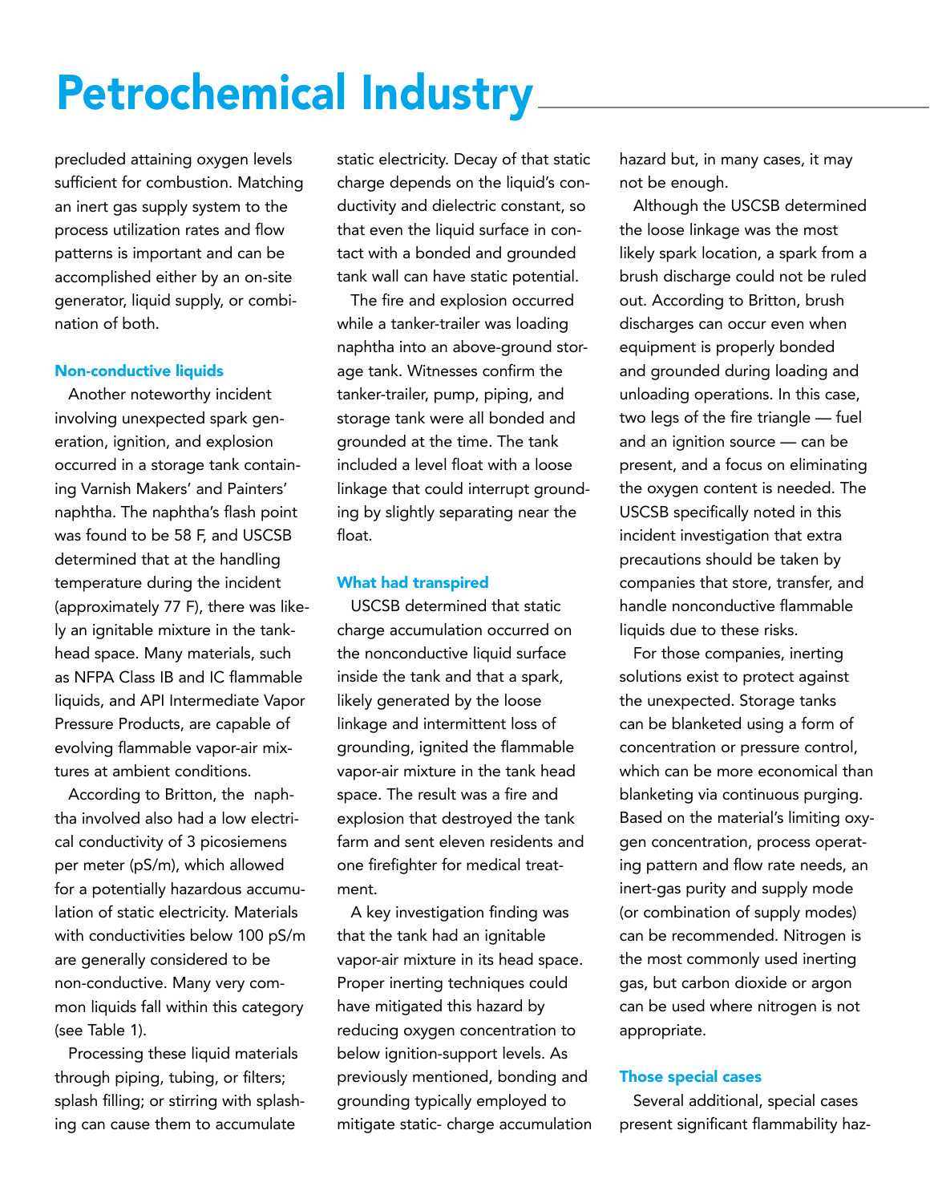# Petrochemical Industry

precluded attaining oxygen levels sufficient for combustion. Matching an inert gas supply system to the process utilization rates and flow patterns is important and can be accomplished either by an on-site generator, liquid supply, or combination of both.

### Non-conductive liquids

Another noteworthy incident involving unexpected spark generation, ignition, and explosion occurred in a storage tank containing Varnish Makers' and Painters' naphtha. The naphtha's flash point was found to be 58 F, and USCSB determined that at the handling temperature during the incident (approximately 77 F), there was likely an ignitable mixture in the tank-head space. Many materials, such as NFPA Class IB and IC flammable liquids, and API Intermediate Vapor Pressure Products, are capable of evolving flammable vapor-air mixtures at ambient conditions.

According to Britton, the naphtha involved also had a low electrical conductivity of 3 picosiemens per meter (pS/m), which allowed for a potentially hazardous accumulation of static electricity. Materials with conductivities below 100 pS/m are generally considered to be non-conductive. Many very common liquids fall within this category (see Table 1).

Processing these liquid materials through piping, tubing, or filters; splash filling; or stirring with splashing can cause them to accumulate static electricity. Decay of that static charge depends on the liquid's conductivity and dielectric constant, so that even the liquid surface in contact with a bonded and grounded tank wall can have static potential.

The fire and explosion occurred while a tanker-trailer was loading naphtha into an above-ground storage tank. Witnesses confirm the tanker-trailer, pump, piping, and storage tank were all bonded and grounded at the time. The tank included a level float with a loose linkage that could interrupt grounding by slightly separating near the float.

### What had transpired

USCSB determined that static charge accumulation occurred on the nonconductive liquid surface inside the tank and that a spark, likely generated by the loose linkage and intermittent loss of grounding, ignited the flammable vapor-air mixture in the tank head space. The result was a fire and explosion that destroyed the tank farm and sent eleven residents and one firefighter for medical treatment.

A key investigation finding was that the tank had an ignitable vapor-air mixture in its head space. Proper inerting techniques could have mitigated this hazard by reducing oxygen concentration to below ignition-support levels. As previously mentioned, bonding and grounding typically employed to mitigate static- charge accumulation hazard but, in many cases, it may not be enough.

Although the USCSB determined the loose linkage was the most likely spark location, a spark from a brush discharge could not be ruled out. According to Britton, brush discharges can occur even when equipment is properly bonded and grounded during loading and unloading operations. In this case, two legs of the fire triangle — fuel and an ignition source — can be present, and a focus on eliminating the oxygen content is needed. The USCSB specifically noted in this incident investigation that extra precautions should be taken by companies that store, transfer, and handle nonconductive flammable liquids due to these risks.

For those companies, inerting solutions exist to protect against the unexpected. Storage tanks can be blanketed using a form of concentration or pressure control, which can be more economical than blanketing via continuous purging. Based on the material's limiting oxygen concentration, process operating pattern and flow rate needs, an inert-gas purity and supply mode (or combination of supply modes) can be recommended. Nitrogen is the most commonly used inerting gas, but carbon dioxide or argon can be used where nitrogen is not appropriate.

### Those special cases

Several additional, special cases present significant flammability haz-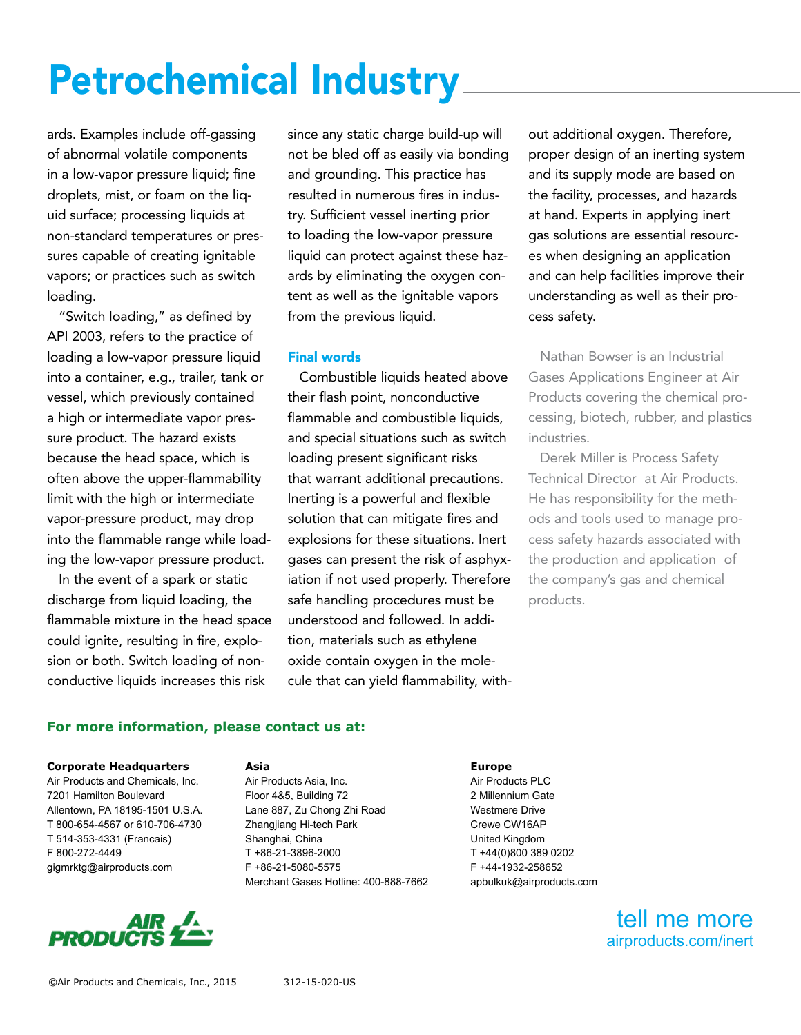ards. Examples include off-gassing of abnormal volatile components in a low-vapor pressure liquid; fine droplets, mist, or foam on the liquid surface; processing liquids at non-standard temperatures or pressures capable of creating ignitable vapors; or practices such as switch loading.

"Switch loading," as defined by API 2003, refers to the practice of loading a low-vapor pressure liquid into a container, e.g., trailer, tank or vessel, which previously contained a high or intermediate vapor pressure product. The hazard exists because the head space, which is often above the upper-flammability limit with the high or intermediate vapor-pressure product, may drop into the flammable range while loading the low-vapor pressure product.

In the event of a spark or static discharge from liquid loading, the flammable mixture in the head space could ignite, resulting in fire, explosion or both. Switch loading of nonconductive liquids increases this risk since any static charge build-up will not be bled off as easily via bonding and grounding. This practice has resulted in numerous fires in industry. Sufficient vessel inerting prior to loading the low-vapor pressure liquid can protect against these hazards by eliminating the oxygen content as well as the ignitable vapors from the previous liquid.

## Final words

Combustible liquids heated above their flash point, nonconductive flammable and combustible liquids, and special situations such as switch loading present significant risks that warrant additional precautions. Inerting is a powerful and flexible solution that can mitigate fires and explosions for these situations. Inert gases can present the risk of asphyxiation if not used properly. Therefore safe handling procedures must be understood and followed. In addition, materials such as ethylene oxide contain oxygen in the molecule that can yield flammability, without additional oxygen. Therefore, proper design of an inerting system and its supply mode are based on the facility, processes, and hazards at hand. Experts in applying inert gas solutions are essential resources when designing an application and can help facilities improve their understanding as well as their process safety.

Nathan Bowser is an Industrial Gases Applications Engineer at Air Products covering the chemical processing, biotech, rubber, and plastics industries.

Derek Miller is Process Safety Technical Director at Air Products. He has responsibility for the methods and tools used to manage process safety hazards associated with the production and application of the company's gas and chemical products.

**For more information, please contact us at:**

**Corporate Headquarters**
Air Products and Chemicals, Inc.
7201 Hamilton Boulevard
Allentown, PA 18195-1501 U.S.A.
T 800-654-4567 or 610-706-4730
T 514-353-4331 (Francais)
F 800-272-4449
gigmrktg@airproducts.com

**Asia**
Air Products Asia, Inc.
Floor 4&5, Building 72
Lane 887, Zu Chong Zhi Road
Zhangjiang Hi-tech Park
Shanghai, China
T +86-21-3896-2000
F +86-21-5080-5575
Merchant Gases Hotline: 400-888-7662

**Europe**
Air Products PLC
2 Millennium Gate
Westmere Drive
Crewe CW16AP
United Kingdom
T +44(0)800 389 0202
F +44-1932-258652
apbulkuk@airproducts.com

tell me more
airproducts.com/inert

©Air Products and Chemicals, Inc., 2015 312-15-020-US